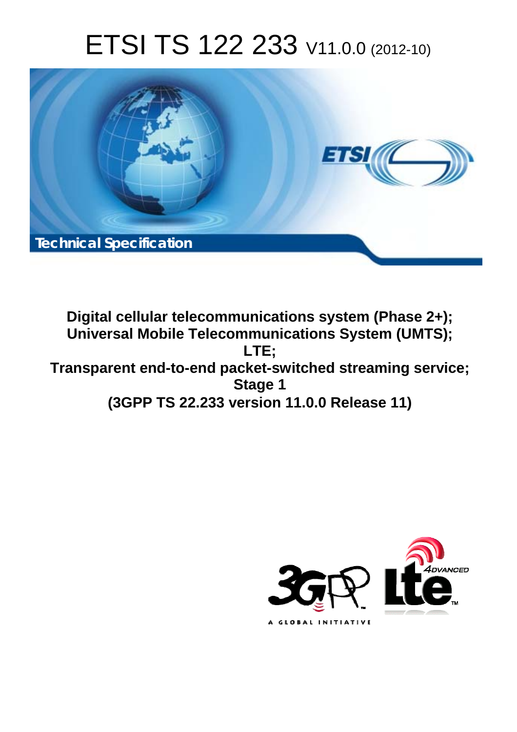# ETSI TS 122 233 V11.0.0 (2012-10)

**Technical Specification**

**Digital cellular telecommunications system (Phase 2+); Universal Mobile Telecommunications System (UMTS); LTE; Transparent end-to-end packet-switched streaming service; Stage 1 (3GPP TS 22.233 version 11.0.0 Release 11)**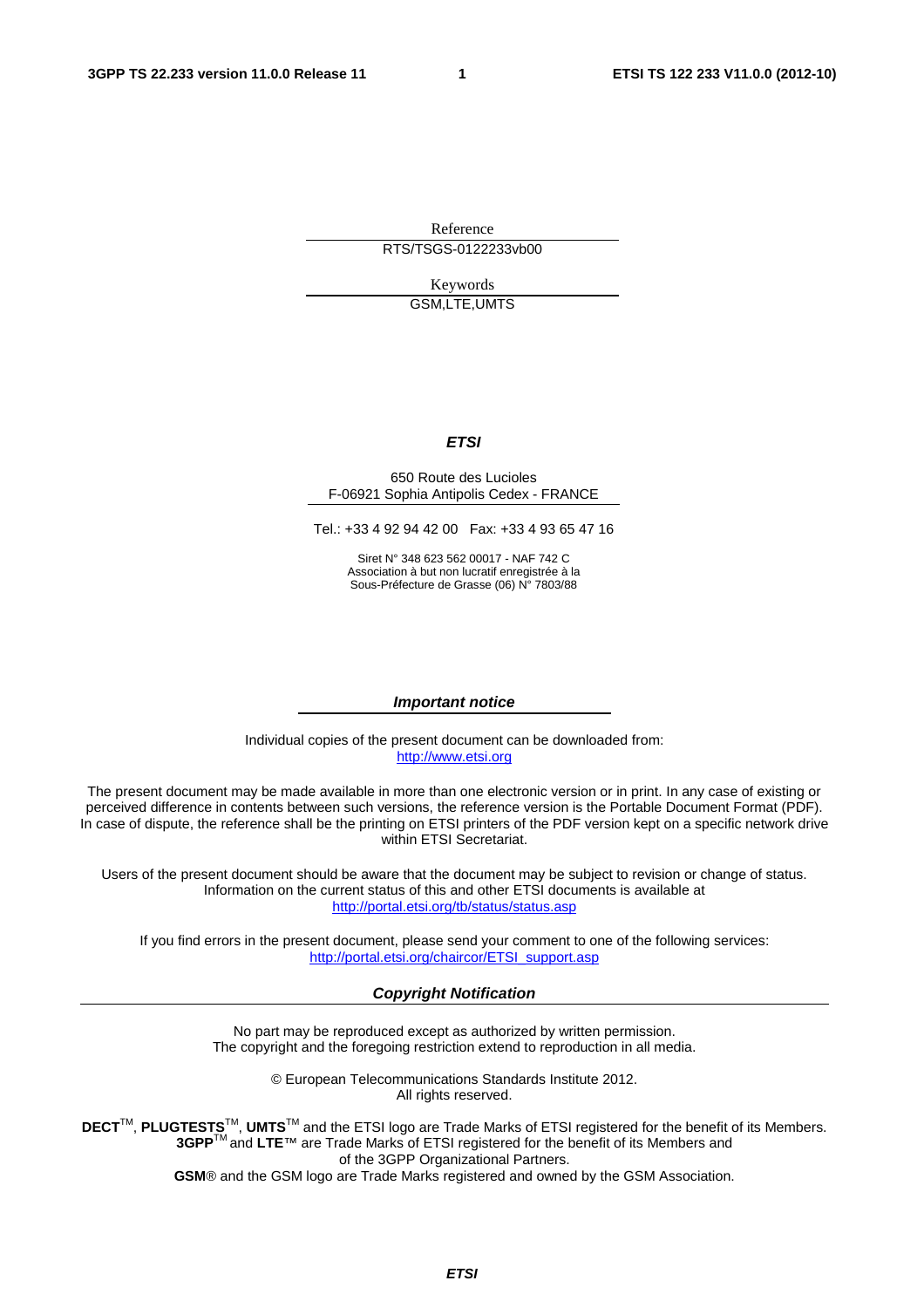Reference

RTS/TSGS-0122233vb00

Keywords

GSM,LTE,UMTS

***ETSI***

650 Route des Lucioles
F-06921 Sophia Antipolis Cedex - FRANCE

Tel.: +33 4 92 94 42 00 Fax: +33 4 93 65 47 16

Siret N° 348 623 562 00017 - NAF 742 C
Association à but non lucratif enregistrée à la
Sous-Préfecture de Grasse (06) N° 7803/88

***Important notice***

Individual copies of the present document can be downloaded from:
http://www.etsi.org

The present document may be made available in more than one electronic version or in print. In any case of existing or perceived difference in contents between such versions, the reference version is the Portable Document Format (PDF). In case of dispute, the reference shall be the printing on ETSI printers of the PDF version kept on a specific network drive within ETSI Secretariat.

Users of the present document should be aware that the document may be subject to revision or change of status. Information on the current status of this and other ETSI documents is available at
http://portal.etsi.org/tb/status/status.asp

If you find errors in the present document, please send your comment to one of the following services:
http://portal.etsi.org/chaircor/ETSI_support.asp

***Copyright Notification***

No part may be reproduced except as authorized by written permission.
The copyright and the foregoing restriction extend to reproduction in all media.

© European Telecommunications Standards Institute 2012.
All rights reserved.

**DECT**™, **PLUGTESTS**™, **UMTS**™ and the ETSI logo are Trade Marks of ETSI registered for the benefit of its Members.
**3GPP**™ and **LTE**™ are Trade Marks of ETSI registered for the benefit of its Members and of the 3GPP Organizational Partners.
**GSM**® and the GSM logo are Trade Marks registered and owned by the GSM Association.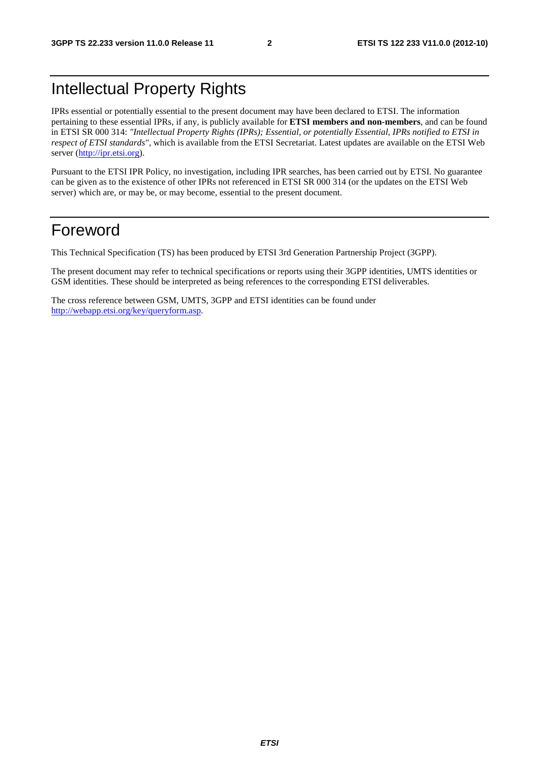# Intellectual Property Rights

IPRs essential or potentially essential to the present document may have been declared to ETSI. The information pertaining to these essential IPRs, if any, is publicly available for **ETSI members and non-members**, and can be found in ETSI SR 000 314: *"Intellectual Property Rights (IPRs); Essential, or potentially Essential, IPRs notified to ETSI in respect of ETSI standards"*, which is available from the ETSI Secretariat. Latest updates are available on the ETSI Web server (http://ipr.etsi.org).

Pursuant to the ETSI IPR Policy, no investigation, including IPR searches, has been carried out by ETSI. No guarantee can be given as to the existence of other IPRs not referenced in ETSI SR 000 314 (or the updates on the ETSI Web server) which are, or may be, or may become, essential to the present document.

# Foreword

This Technical Specification (TS) has been produced by ETSI 3rd Generation Partnership Project (3GPP).

The present document may refer to technical specifications or reports using their 3GPP identities, UMTS identities or GSM identities. These should be interpreted as being references to the corresponding ETSI deliverables.

The cross reference between GSM, UMTS, 3GPP and ETSI identities can be found under http://webapp.etsi.org/key/queryform.asp.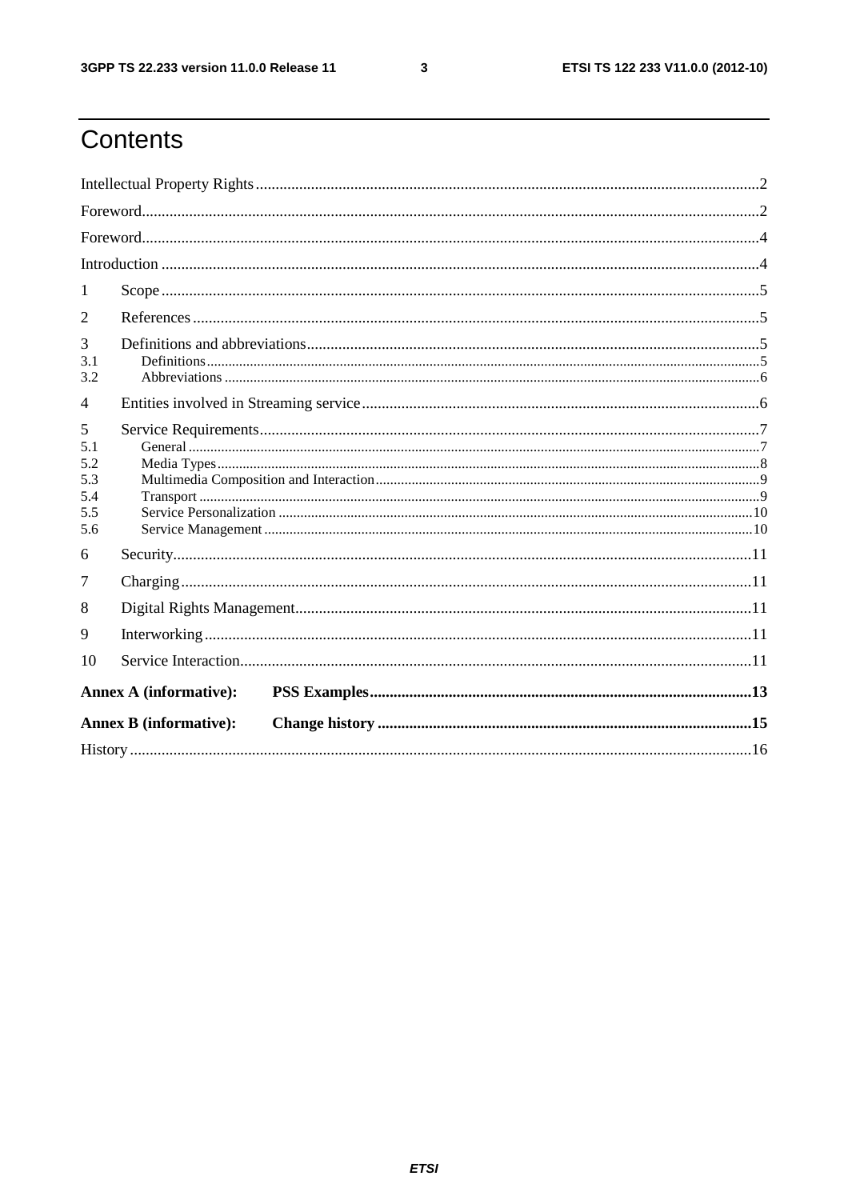# Contents

Intellectual Property Rights ... 2

Foreword ... 2

Foreword ... 4

Introduction ... 4

1 Scope ... 5

2 References ... 5

3 Definitions and abbreviations ... 5
- 3.1 Definitions ... 5
- 3.2 Abbreviations ... 6

4 Entities involved in Streaming service ... 6

5 Service Requirements ... 7
- 5.1 General ... 7
- 5.2 Media Types ... 8
- 5.3 Multimedia Composition and Interaction ... 9
- 5.4 Transport ... 9
- 5.5 Service Personalization ... 10
- 5.6 Service Management ... 10

6 Security ... 11

7 Charging ... 11

8 Digital Rights Management ... 11

9 Interworking ... 11

10 Service Interaction ... 11

**Annex A (informative): PSS Examples ... 13**

**Annex B (informative): Change history ... 15**

History ... 16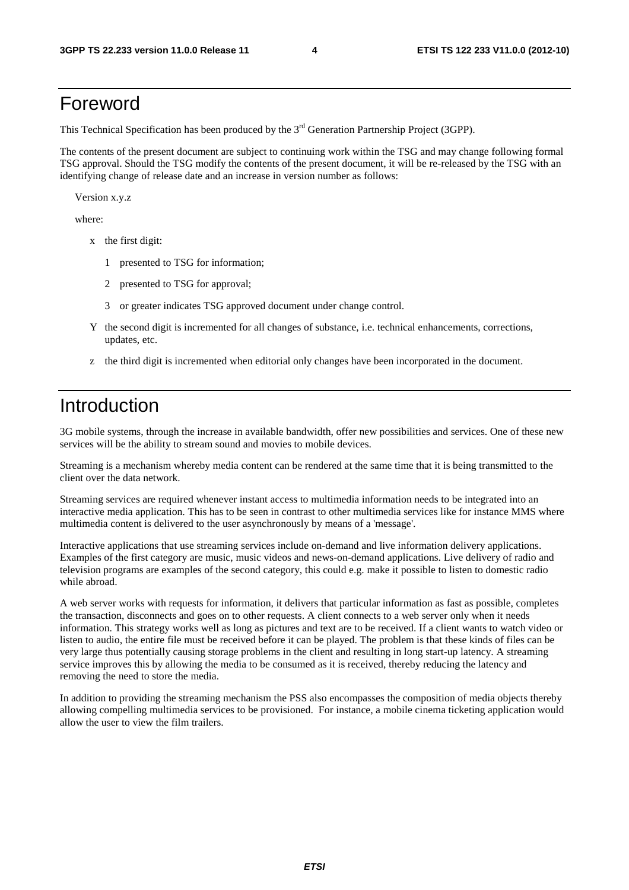# Foreword

This Technical Specification has been produced by the 3rd Generation Partnership Project (3GPP).

The contents of the present document are subject to continuing work within the TSG and may change following formal TSG approval. Should the TSG modify the contents of the present document, it will be re-released by the TSG with an identifying change of release date and an increase in version number as follows:

Version x.y.z

where:

- x the first digit:
  - 1 presented to TSG for information;
  - 2 presented to TSG for approval;
  - 3 or greater indicates TSG approved document under change control.
- Y the second digit is incremented for all changes of substance, i.e. technical enhancements, corrections, updates, etc.
- z the third digit is incremented when editorial only changes have been incorporated in the document.

# Introduction

3G mobile systems, through the increase in available bandwidth, offer new possibilities and services. One of these new services will be the ability to stream sound and movies to mobile devices.

Streaming is a mechanism whereby media content can be rendered at the same time that it is being transmitted to the client over the data network.

Streaming services are required whenever instant access to multimedia information needs to be integrated into an interactive media application. This has to be seen in contrast to other multimedia services like for instance MMS where multimedia content is delivered to the user asynchronously by means of a 'message'.

Interactive applications that use streaming services include on-demand and live information delivery applications. Examples of the first category are music, music videos and news-on-demand applications. Live delivery of radio and television programs are examples of the second category, this could e.g. make it possible to listen to domestic radio while abroad.

A web server works with requests for information, it delivers that particular information as fast as possible, completes the transaction, disconnects and goes on to other requests. A client connects to a web server only when it needs information. This strategy works well as long as pictures and text are to be received. If a client wants to watch video or listen to audio, the entire file must be received before it can be played. The problem is that these kinds of files can be very large thus potentially causing storage problems in the client and resulting in long start-up latency. A streaming service improves this by allowing the media to be consumed as it is received, thereby reducing the latency and removing the need to store the media.

In addition to providing the streaming mechanism the PSS also encompasses the composition of media objects thereby allowing compelling multimedia services to be provisioned. For instance, a mobile cinema ticketing application would allow the user to view the film trailers.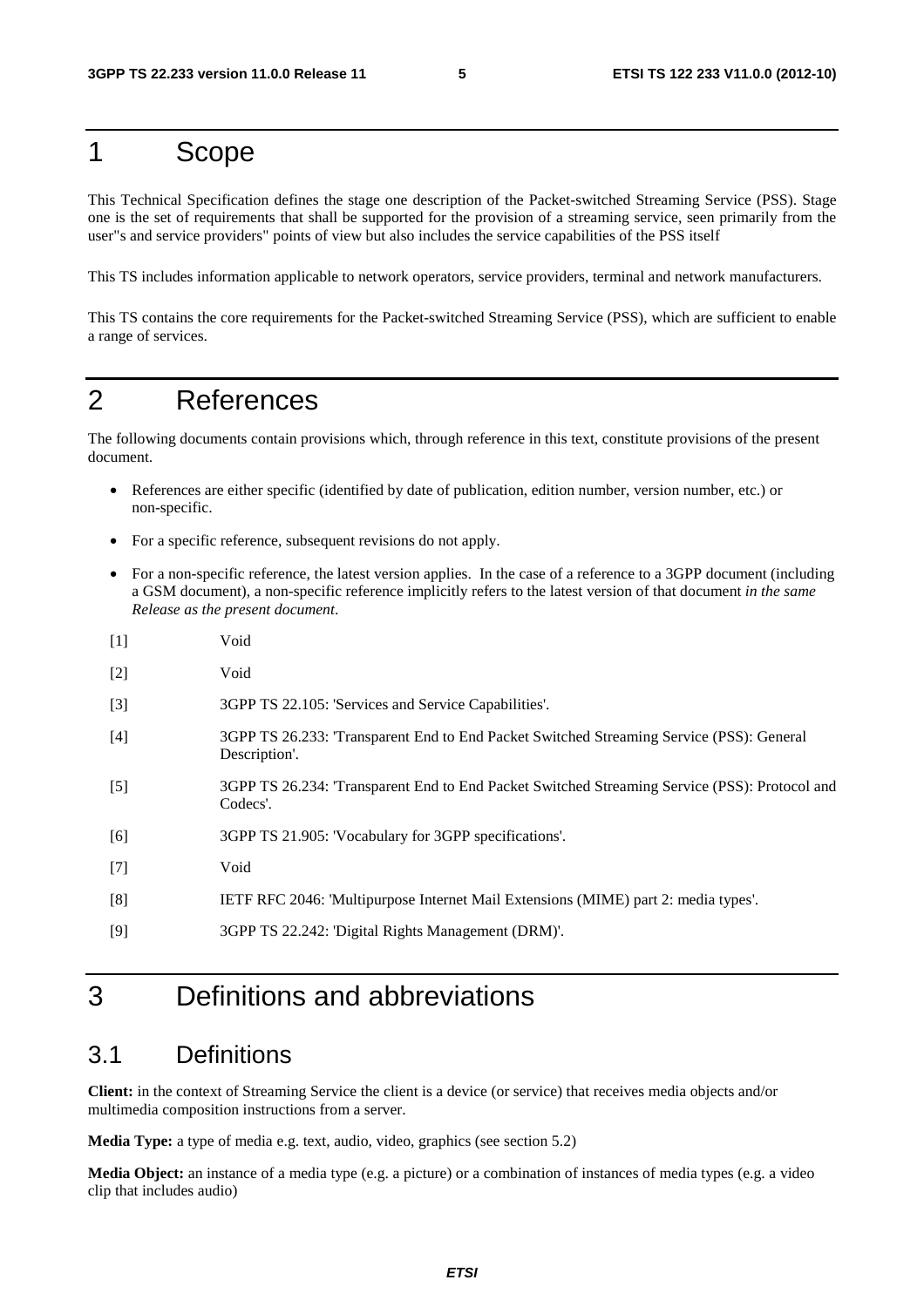# 1 Scope

This Technical Specification defines the stage one description of the Packet-switched Streaming Service (PSS). Stage one is the set of requirements that shall be supported for the provision of a streaming service, seen primarily from the user"s and service providers" points of view but also includes the service capabilities of the PSS itself

This TS includes information applicable to network operators, service providers, terminal and network manufacturers.

This TS contains the core requirements for the Packet-switched Streaming Service (PSS), which are sufficient to enable a range of services.

# 2 References

The following documents contain provisions which, through reference in this text, constitute provisions of the present document.

- References are either specific (identified by date of publication, edition number, version number, etc.) or non-specific.
- For a specific reference, subsequent revisions do not apply.
- For a non-specific reference, the latest version applies. In the case of a reference to a 3GPP document (including a GSM document), a non-specific reference implicitly refers to the latest version of that document *in the same Release as the present document*.

[1] Void

[2] Void

[3] 3GPP TS 22.105: 'Services and Service Capabilities'.

[4] 3GPP TS 26.233: 'Transparent End to End Packet Switched Streaming Service (PSS): General Description'.

[5] 3GPP TS 26.234: 'Transparent End to End Packet Switched Streaming Service (PSS): Protocol and Codecs'.

[6] 3GPP TS 21.905: 'Vocabulary for 3GPP specifications'.

[7] Void

[8] IETF RFC 2046: 'Multipurpose Internet Mail Extensions (MIME) part 2: media types'.

[9] 3GPP TS 22.242: 'Digital Rights Management (DRM)'.

# 3 Definitions and abbreviations

## 3.1 Definitions

**Client:** in the context of Streaming Service the client is a device (or service) that receives media objects and/or multimedia composition instructions from a server.

**Media Type:** a type of media e.g. text, audio, video, graphics (see section 5.2)

**Media Object:** an instance of a media type (e.g. a picture) or a combination of instances of media types (e.g. a video clip that includes audio)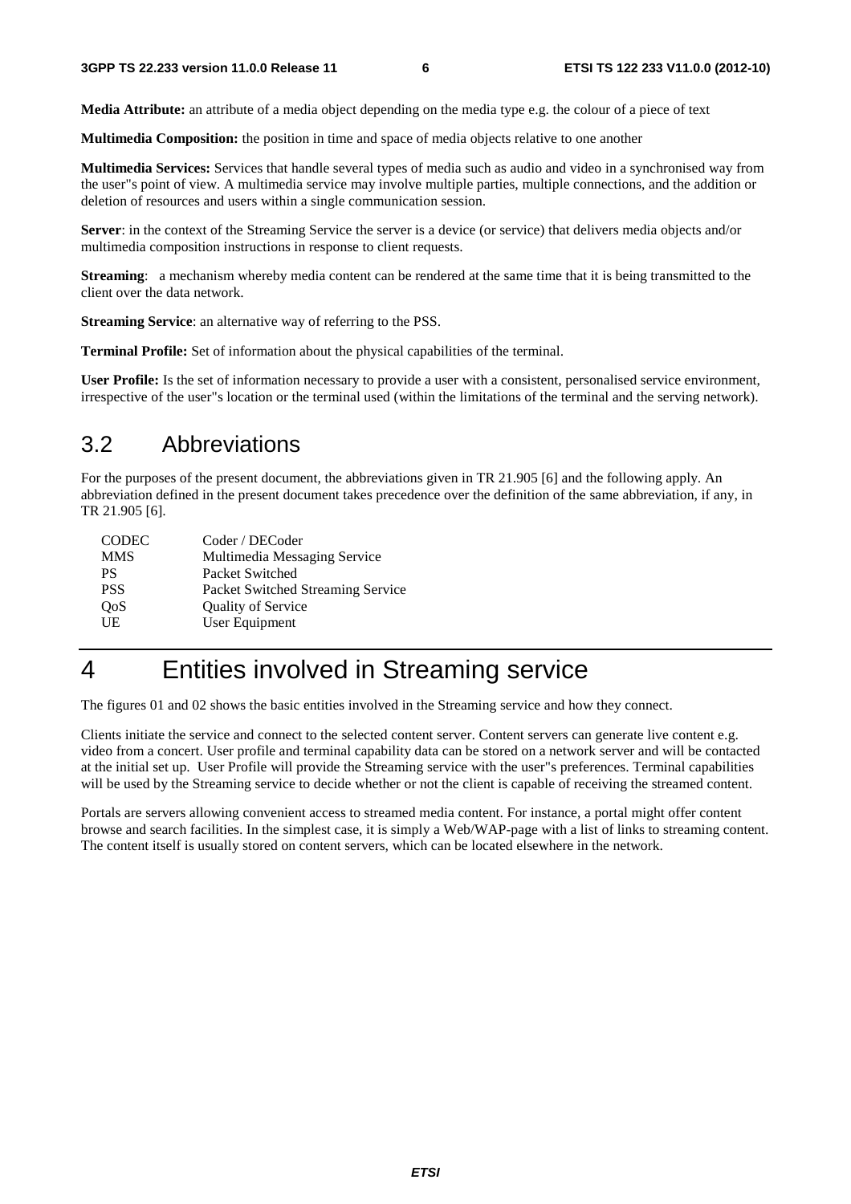**Media Attribute:** an attribute of a media object depending on the media type e.g. the colour of a piece of text

**Multimedia Composition:** the position in time and space of media objects relative to one another

**Multimedia Services:** Services that handle several types of media such as audio and video in a synchronised way from the user"s point of view. A multimedia service may involve multiple parties, multiple connections, and the addition or deletion of resources and users within a single communication session.

**Server**: in the context of the Streaming Service the server is a device (or service) that delivers media objects and/or multimedia composition instructions in response to client requests.

**Streaming**: a mechanism whereby media content can be rendered at the same time that it is being transmitted to the client over the data network.

**Streaming Service**: an alternative way of referring to the PSS.

**Terminal Profile:** Set of information about the physical capabilities of the terminal.

**User Profile:** Is the set of information necessary to provide a user with a consistent, personalised service environment, irrespective of the user"s location or the terminal used (within the limitations of the terminal and the serving network).

## 3.2 Abbreviations

For the purposes of the present document, the abbreviations given in TR 21.905 [6] and the following apply. An abbreviation defined in the present document takes precedence over the definition of the same abbreviation, if any, in TR 21.905 [6].

| | |
|---|---|
| CODEC | Coder / DECoder |
| MMS | Multimedia Messaging Service |
| PS | Packet Switched |
| PSS | Packet Switched Streaming Service |
| QoS | Quality of Service |
| UE | User Equipment |

# 4 Entities involved in Streaming service

The figures 01 and 02 shows the basic entities involved in the Streaming service and how they connect.

Clients initiate the service and connect to the selected content server. Content servers can generate live content e.g. video from a concert. User profile and terminal capability data can be stored on a network server and will be contacted at the initial set up. User Profile will provide the Streaming service with the user"s preferences. Terminal capabilities will be used by the Streaming service to decide whether or not the client is capable of receiving the streamed content.

Portals are servers allowing convenient access to streamed media content. For instance, a portal might offer content browse and search facilities. In the simplest case, it is simply a Web/WAP-page with a list of links to streaming content. The content itself is usually stored on content servers, which can be located elsewhere in the network.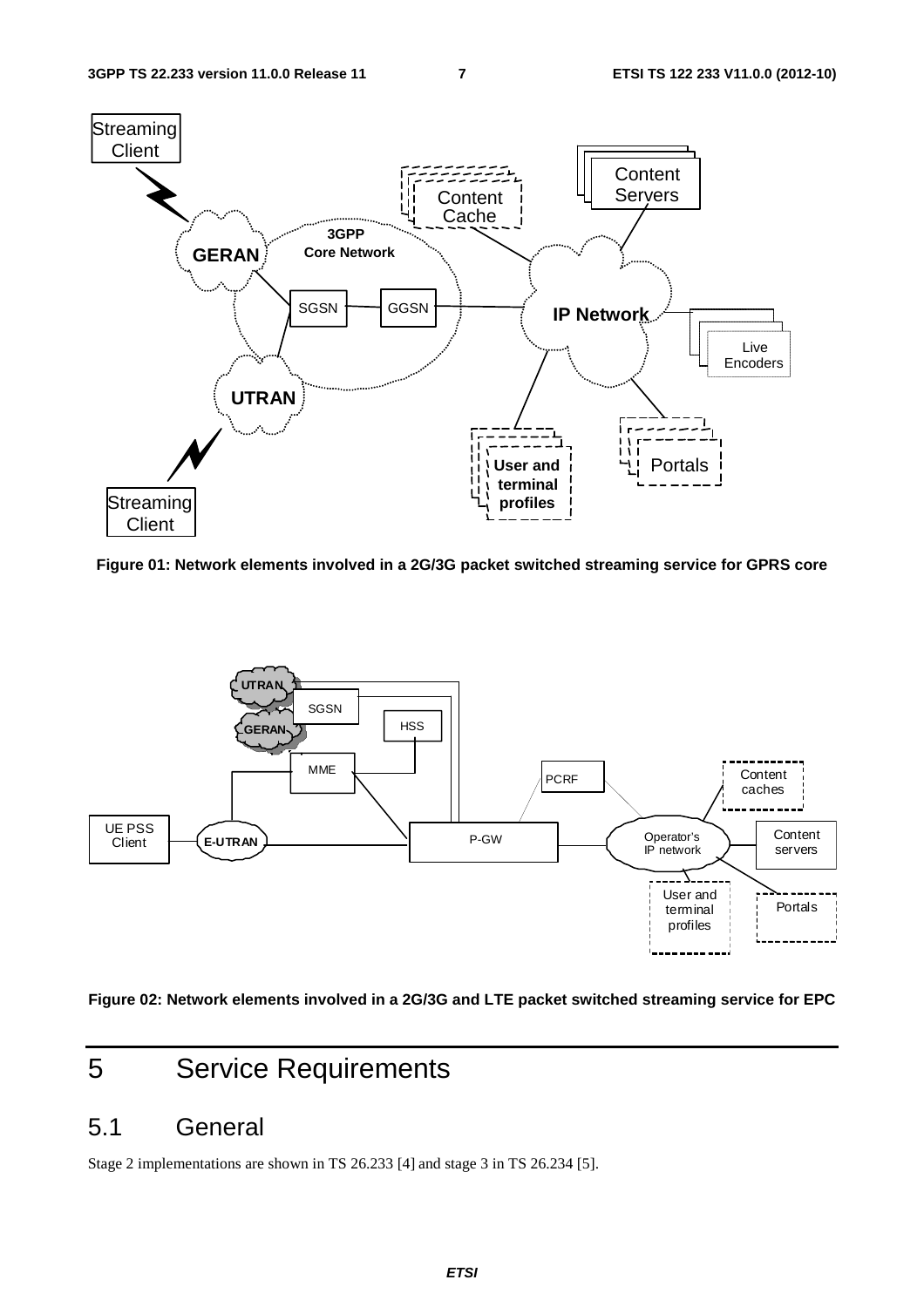Figure 01: Network elements involved in a 2G/3G packet switched streaming service for GPRS core

Figure 02: Network elements involved in a 2G/3G and LTE packet switched streaming service for EPC

# 5 Service Requirements

## 5.1 General

Stage 2 implementations are shown in TS 26.233 [4] and stage 3 in TS 26.234 [5].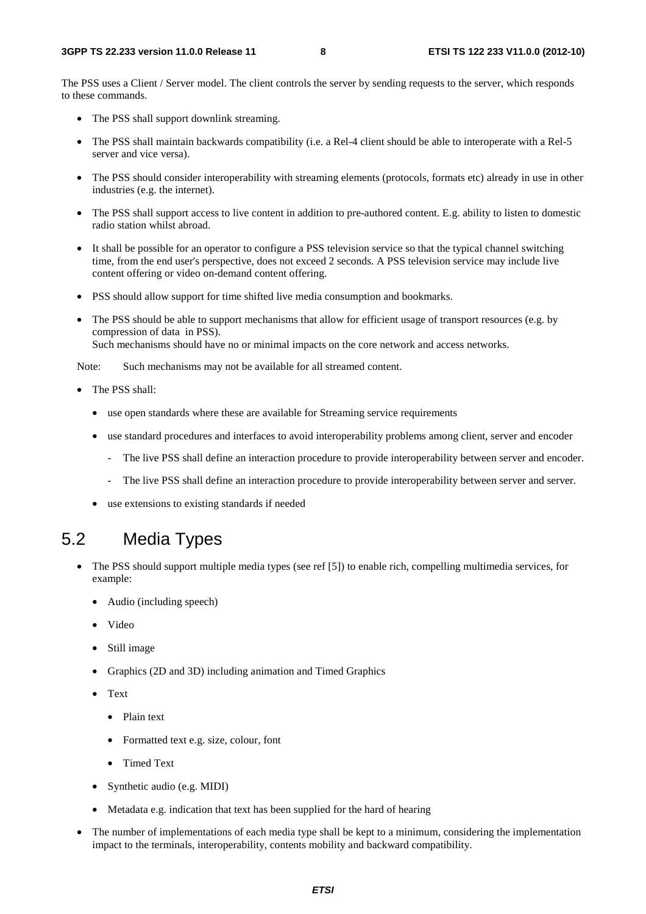The PSS uses a Client / Server model. The client controls the server by sending requests to the server, which responds to these commands.

- The PSS shall support downlink streaming.
- The PSS shall maintain backwards compatibility (i.e. a Rel-4 client should be able to interoperate with a Rel-5 server and vice versa).
- The PSS should consider interoperability with streaming elements (protocols, formats etc) already in use in other industries (e.g. the internet).
- The PSS shall support access to live content in addition to pre-authored content. E.g. ability to listen to domestic radio station whilst abroad.
- It shall be possible for an operator to configure a PSS television service so that the typical channel switching time, from the end user's perspective, does not exceed 2 seconds. A PSS television service may include live content offering or video on-demand content offering.
- PSS should allow support for time shifted live media consumption and bookmarks.
- The PSS should be able to support mechanisms that allow for efficient usage of transport resources (e.g. by compression of data in PSS).
  Such mechanisms should have no or minimal impacts on the core network and access networks.

Note: Such mechanisms may not be available for all streamed content.

- The PSS shall:
  - use open standards where these are available for Streaming service requirements
  - use standard procedures and interfaces to avoid interoperability problems among client, server and encoder
    - The live PSS shall define an interaction procedure to provide interoperability between server and encoder.
    - The live PSS shall define an interaction procedure to provide interoperability between server and server.
  - use extensions to existing standards if needed

## 5.2 Media Types

- The PSS should support multiple media types (see ref [5]) to enable rich, compelling multimedia services, for example:
  - Audio (including speech)
  - Video
  - Still image
  - Graphics (2D and 3D) including animation and Timed Graphics
  - Text
    - Plain text
    - Formatted text e.g. size, colour, font
    - Timed Text
  - Synthetic audio (e.g. MIDI)
  - Metadata e.g. indication that text has been supplied for the hard of hearing
- The number of implementations of each media type shall be kept to a minimum, considering the implementation impact to the terminals, interoperability, contents mobility and backward compatibility.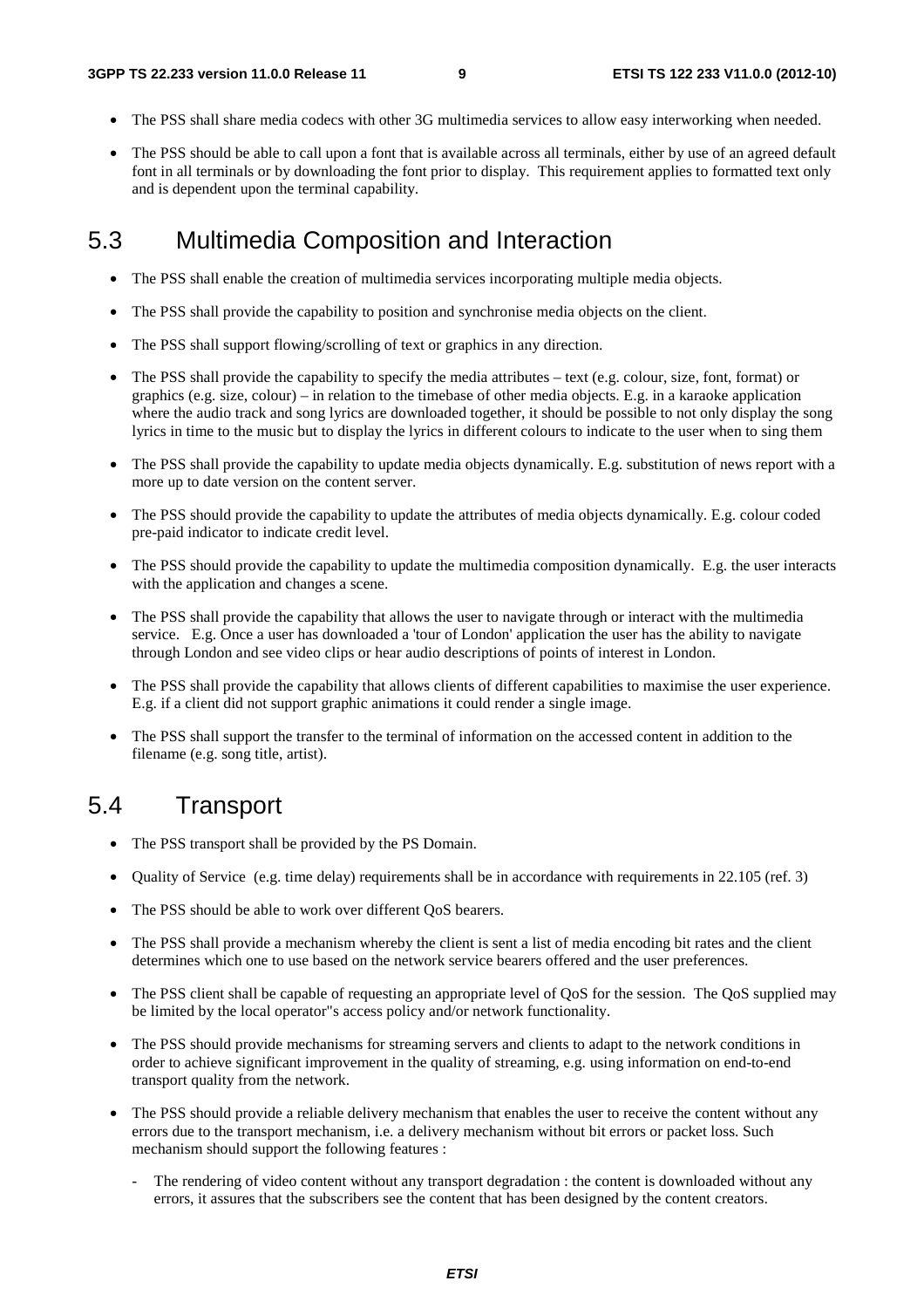- The PSS shall share media codecs with other 3G multimedia services to allow easy interworking when needed.
- The PSS should be able to call upon a font that is available across all terminals, either by use of an agreed default font in all terminals or by downloading the font prior to display. This requirement applies to formatted text only and is dependent upon the terminal capability.

## 5.3 Multimedia Composition and Interaction

- The PSS shall enable the creation of multimedia services incorporating multiple media objects.
- The PSS shall provide the capability to position and synchronise media objects on the client.
- The PSS shall support flowing/scrolling of text or graphics in any direction.
- The PSS shall provide the capability to specify the media attributes – text (e.g. colour, size, font, format) or graphics (e.g. size, colour) – in relation to the timebase of other media objects. E.g. in a karaoke application where the audio track and song lyrics are downloaded together, it should be possible to not only display the song lyrics in time to the music but to display the lyrics in different colours to indicate to the user when to sing them
- The PSS shall provide the capability to update media objects dynamically. E.g. substitution of news report with a more up to date version on the content server.
- The PSS should provide the capability to update the attributes of media objects dynamically. E.g. colour coded pre-paid indicator to indicate credit level.
- The PSS should provide the capability to update the multimedia composition dynamically. E.g. the user interacts with the application and changes a scene.
- The PSS shall provide the capability that allows the user to navigate through or interact with the multimedia service. E.g. Once a user has downloaded a 'tour of London' application the user has the ability to navigate through London and see video clips or hear audio descriptions of points of interest in London.
- The PSS shall provide the capability that allows clients of different capabilities to maximise the user experience. E.g. if a client did not support graphic animations it could render a single image.
- The PSS shall support the transfer to the terminal of information on the accessed content in addition to the filename (e.g. song title, artist).

## 5.4 Transport

- The PSS transport shall be provided by the PS Domain.
- Quality of Service (e.g. time delay) requirements shall be in accordance with requirements in 22.105 (ref. 3)
- The PSS should be able to work over different QoS bearers.
- The PSS shall provide a mechanism whereby the client is sent a list of media encoding bit rates and the client determines which one to use based on the network service bearers offered and the user preferences.
- The PSS client shall be capable of requesting an appropriate level of QoS for the session. The QoS supplied may be limited by the local operator"s access policy and/or network functionality.
- The PSS should provide mechanisms for streaming servers and clients to adapt to the network conditions in order to achieve significant improvement in the quality of streaming, e.g. using information on end-to-end transport quality from the network.
- The PSS should provide a reliable delivery mechanism that enables the user to receive the content without any errors due to the transport mechanism, i.e. a delivery mechanism without bit errors or packet loss. Such mechanism should support the following features :
  - The rendering of video content without any transport degradation : the content is downloaded without any errors, it assures that the subscribers see the content that has been designed by the content creators.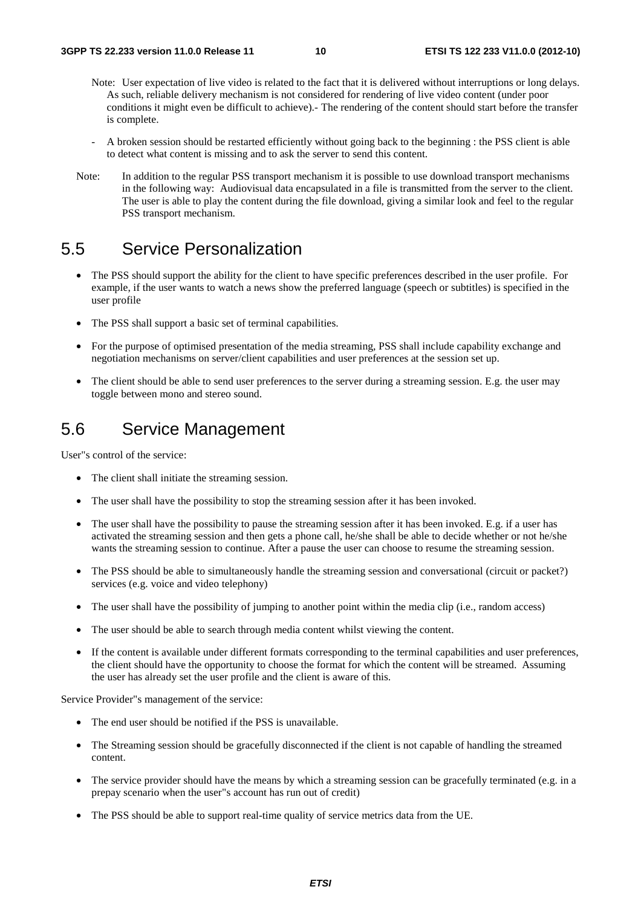Note: User expectation of live video is related to the fact that it is delivered without interruptions or long delays. As such, reliable delivery mechanism is not considered for rendering of live video content (under poor conditions it might even be difficult to achieve).- The rendering of the content should start before the transfer is complete.

- A broken session should be restarted efficiently without going back to the beginning : the PSS client is able to detect what content is missing and to ask the server to send this content.

Note: In addition to the regular PSS transport mechanism it is possible to use download transport mechanisms in the following way: Audiovisual data encapsulated in a file is transmitted from the server to the client. The user is able to play the content during the file download, giving a similar look and feel to the regular PSS transport mechanism.

## 5.5 Service Personalization

- The PSS should support the ability for the client to have specific preferences described in the user profile. For example, if the user wants to watch a news show the preferred language (speech or subtitles) is specified in the user profile
- The PSS shall support a basic set of terminal capabilities.
- For the purpose of optimised presentation of the media streaming, PSS shall include capability exchange and negotiation mechanisms on server/client capabilities and user preferences at the session set up.
- The client should be able to send user preferences to the server during a streaming session. E.g. the user may toggle between mono and stereo sound.

## 5.6 Service Management

User"s control of the service:

- The client shall initiate the streaming session.
- The user shall have the possibility to stop the streaming session after it has been invoked.
- The user shall have the possibility to pause the streaming session after it has been invoked. E.g. if a user has activated the streaming session and then gets a phone call, he/she shall be able to decide whether or not he/she wants the streaming session to continue. After a pause the user can choose to resume the streaming session.
- The PSS should be able to simultaneously handle the streaming session and conversational (circuit or packet?) services (e.g. voice and video telephony)
- The user shall have the possibility of jumping to another point within the media clip (i.e., random access)
- The user should be able to search through media content whilst viewing the content.
- If the content is available under different formats corresponding to the terminal capabilities and user preferences, the client should have the opportunity to choose the format for which the content will be streamed. Assuming the user has already set the user profile and the client is aware of this.

Service Provider"s management of the service:

- The end user should be notified if the PSS is unavailable.
- The Streaming session should be gracefully disconnected if the client is not capable of handling the streamed content.
- The service provider should have the means by which a streaming session can be gracefully terminated (e.g. in a prepay scenario when the user"s account has run out of credit)
- The PSS should be able to support real-time quality of service metrics data from the UE.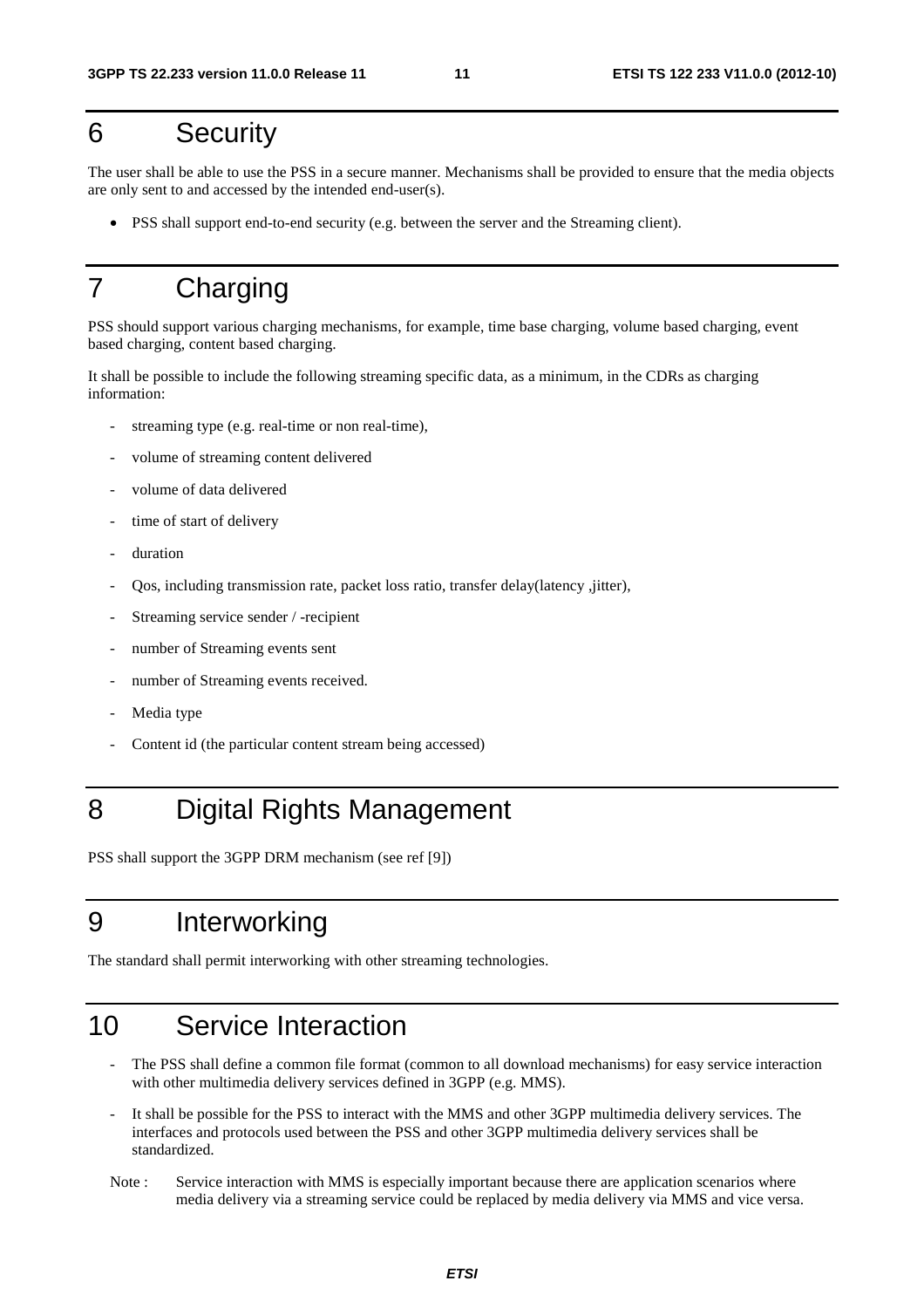# 6 Security

The user shall be able to use the PSS in a secure manner. Mechanisms shall be provided to ensure that the media objects are only sent to and accessed by the intended end-user(s).

- PSS shall support end-to-end security (e.g. between the server and the Streaming client).

# 7 Charging

PSS should support various charging mechanisms, for example, time base charging, volume based charging, event based charging, content based charging.

It shall be possible to include the following streaming specific data, as a minimum, in the CDRs as charging information:

- streaming type (e.g. real-time or non real-time),
- volume of streaming content delivered
- volume of data delivered
- time of start of delivery
- duration
- Qos, including transmission rate, packet loss ratio, transfer delay(latency ,jitter),
- Streaming service sender / -recipient
- number of Streaming events sent
- number of Streaming events received.
- Media type
- Content id (the particular content stream being accessed)

# 8 Digital Rights Management

PSS shall support the 3GPP DRM mechanism (see ref [9])

# 9 Interworking

The standard shall permit interworking with other streaming technologies.

# 10 Service Interaction

- The PSS shall define a common file format (common to all download mechanisms) for easy service interaction with other multimedia delivery services defined in 3GPP (e.g. MMS).
- It shall be possible for the PSS to interact with the MMS and other 3GPP multimedia delivery services. The interfaces and protocols used between the PSS and other 3GPP multimedia delivery services shall be standardized.

Note : Service interaction with MMS is especially important because there are application scenarios where media delivery via a streaming service could be replaced by media delivery via MMS and vice versa.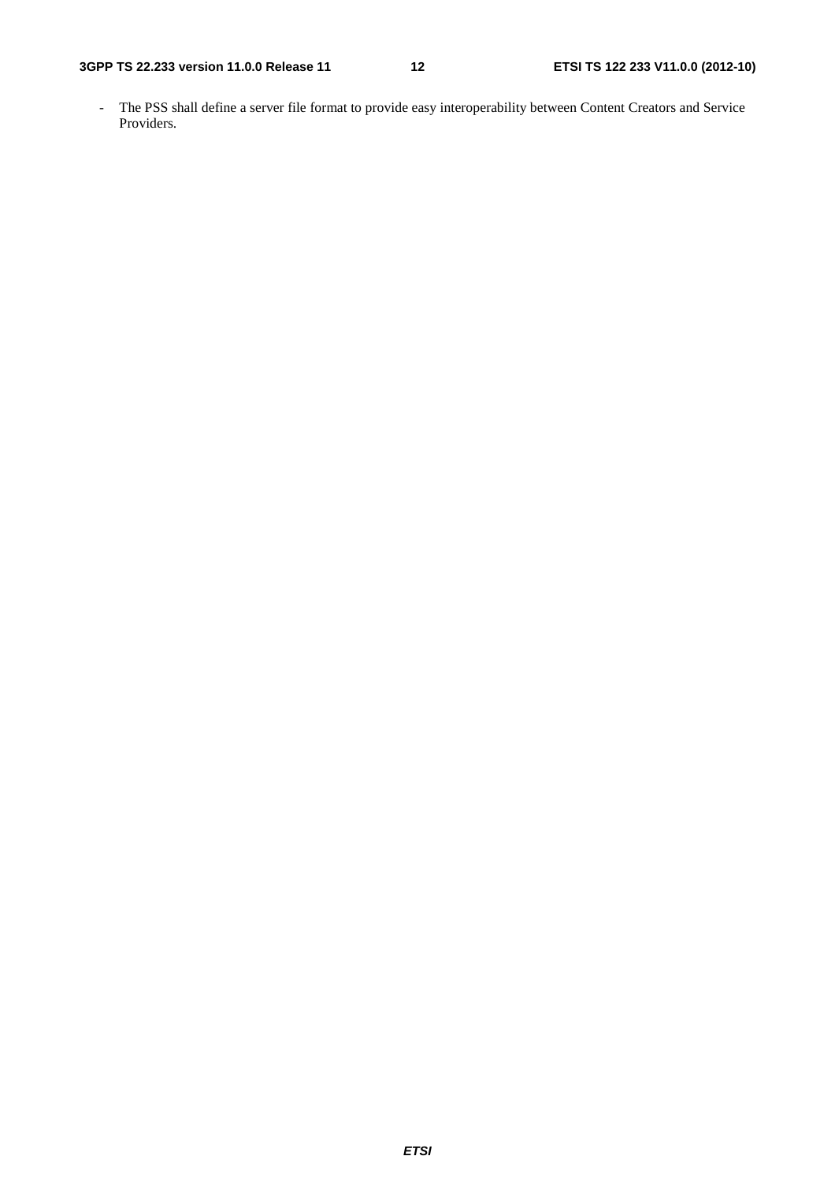- The PSS shall define a server file format to provide easy interoperability between Content Creators and Service Providers.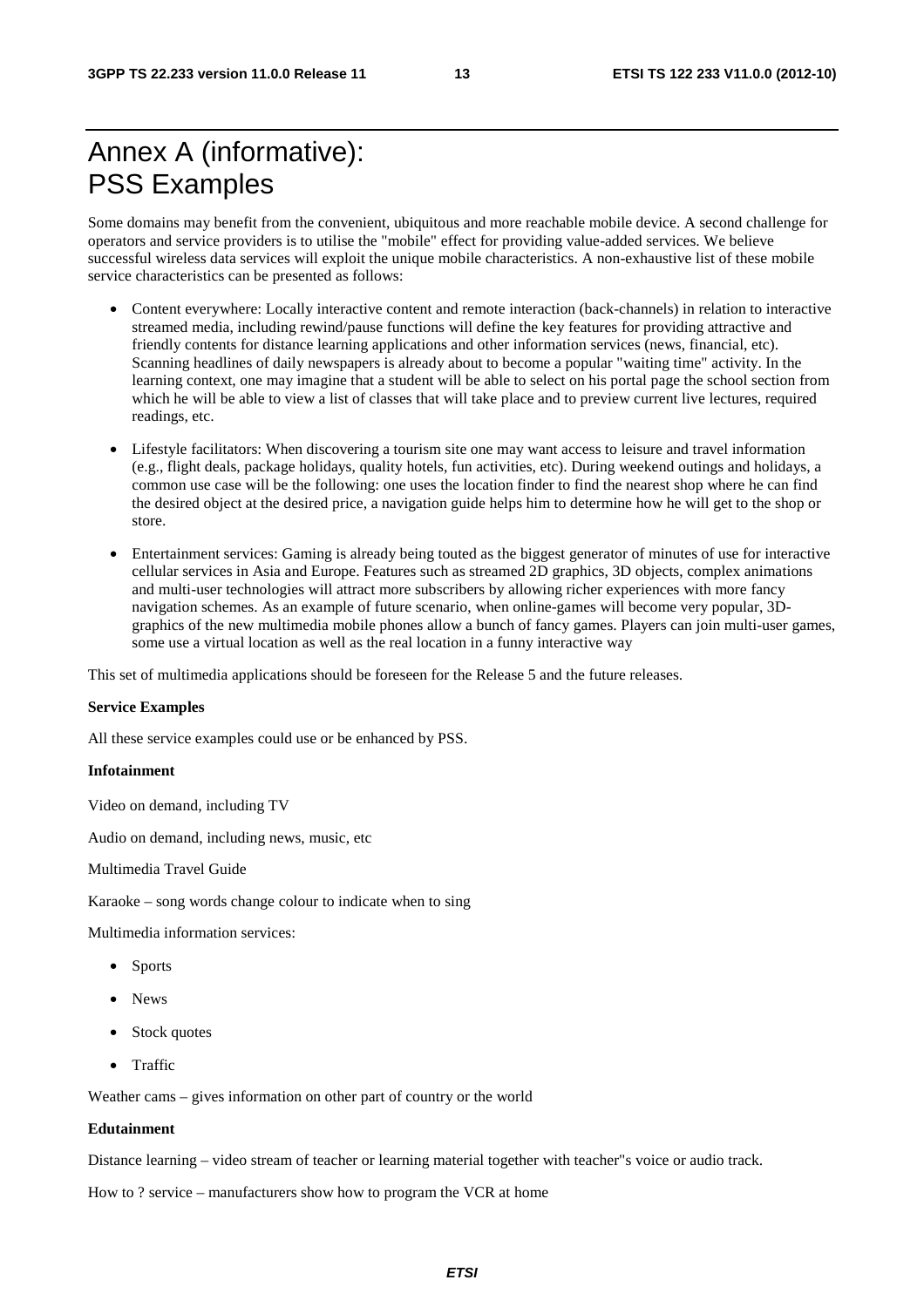# Annex A (informative): PSS Examples

Some domains may benefit from the convenient, ubiquitous and more reachable mobile device. A second challenge for operators and service providers is to utilise the "mobile" effect for providing value-added services. We believe successful wireless data services will exploit the unique mobile characteristics. A non-exhaustive list of these mobile service characteristics can be presented as follows:

- Content everywhere: Locally interactive content and remote interaction (back-channels) in relation to interactive streamed media, including rewind/pause functions will define the key features for providing attractive and friendly contents for distance learning applications and other information services (news, financial, etc). Scanning headlines of daily newspapers is already about to become a popular "waiting time" activity. In the learning context, one may imagine that a student will be able to select on his portal page the school section from which he will be able to view a list of classes that will take place and to preview current live lectures, required readings, etc.
- Lifestyle facilitators: When discovering a tourism site one may want access to leisure and travel information (e.g., flight deals, package holidays, quality hotels, fun activities, etc). During weekend outings and holidays, a common use case will be the following: one uses the location finder to find the nearest shop where he can find the desired object at the desired price, a navigation guide helps him to determine how he will get to the shop or store.
- Entertainment services: Gaming is already being touted as the biggest generator of minutes of use for interactive cellular services in Asia and Europe. Features such as streamed 2D graphics, 3D objects, complex animations and multi-user technologies will attract more subscribers by allowing richer experiences with more fancy navigation schemes. As an example of future scenario, when online-games will become very popular, 3D-graphics of the new multimedia mobile phones allow a bunch of fancy games. Players can join multi-user games, some use a virtual location as well as the real location in a funny interactive way

This set of multimedia applications should be foreseen for the Release 5 and the future releases.

**Service Examples**

All these service examples could use or be enhanced by PSS.

**Infotainment**

Video on demand, including TV

Audio on demand, including news, music, etc

Multimedia Travel Guide

Karaoke – song words change colour to indicate when to sing

Multimedia information services:

- Sports
- News
- Stock quotes
- Traffic

Weather cams – gives information on other part of country or the world

**Edutainment**

Distance learning – video stream of teacher or learning material together with teacher"s voice or audio track.

How to ? service – manufacturers show how to program the VCR at home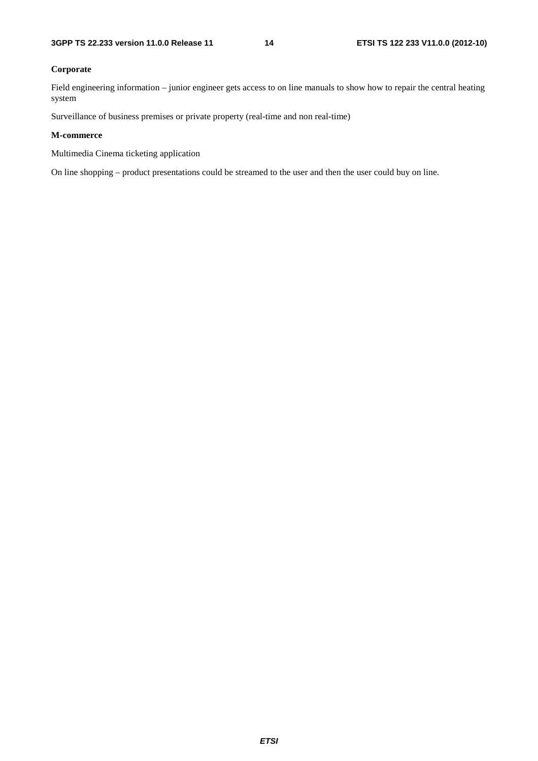**Corporate**

Field engineering information – junior engineer gets access to on line manuals to show how to repair the central heating system

Surveillance of business premises or private property (real-time and non real-time)

**M-commerce**

Multimedia Cinema ticketing application

On line shopping – product presentations could be streamed to the user and then the user could buy on line.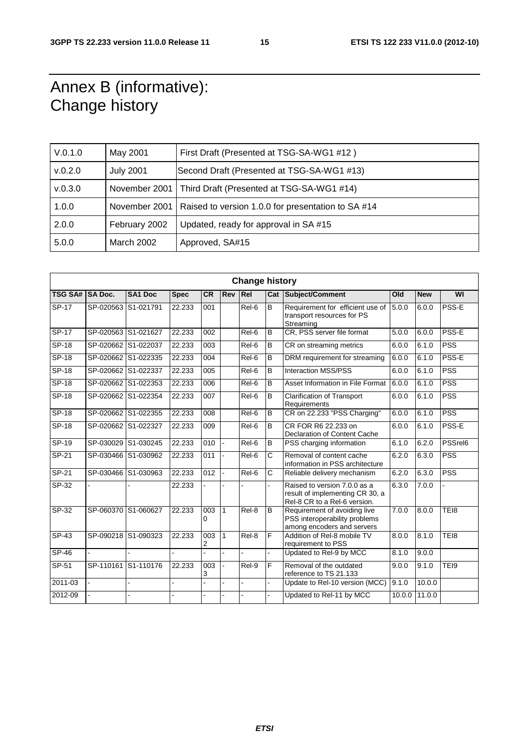# Annex B (informative): Change history

| V.0.1.0 | May 2001 | First Draft (Presented at TSG-SA-WG1 #12 ) |
|---|---|---|
| v.0.2.0 | July 2001 | Second Draft (Presented at TSG-SA-WG1 #13) |
| v.0.3.0 | November 2001 | Third Draft (Presented at TSG-SA-WG1 #14) |
| 1.0.0 | November 2001 | Raised to version 1.0.0 for presentation to SA #14 |
| 2.0.0 | February 2002 | Updated, ready for approval in SA #15 |
| 5.0.0 | March 2002 | Approved, SA#15 |

| **Change history** | | | | | | | | | | | |
|---|---|---|---|---|---|---|---|---|---|---|---|
| **TSG SA#** | **SA Doc.** | **SA1 Doc** | **Spec** | **CR** | **Rev** | **Rel** | **Cat** | **Subject/Comment** | **Old** | **New** | **WI** |
| SP-17 | SP-020563 | S1-021791 | 22.233 | 001 | | Rel-6 | B | Requirement for efficient use of transport resources for PS Streaming | 5.0.0 | 6.0.0 | PSS-E |
| SP-17 | SP-020563 | S1-021627 | 22.233 | 002 | | Rel-6 | B | CR, PSS server file format | 5.0.0 | 6.0.0 | PSS-E |
| SP-18 | SP-020662 | S1-022037 | 22.233 | 003 | | Rel-6 | B | CR on streaming metrics | 6.0.0 | 6.1.0 | PSS |
| SP-18 | SP-020662 | S1-022335 | 22.233 | 004 | | Rel-6 | B | DRM requirement for streaming | 6.0.0 | 6.1.0 | PSS-E |
| SP-18 | SP-020662 | S1-022337 | 22.233 | 005 | | Rel-6 | B | Interaction MSS/PSS | 6.0.0 | 6.1.0 | PSS |
| SP-18 | SP-020662 | S1-022353 | 22.233 | 006 | | Rel-6 | B | Asset Information in File Format | 6.0.0 | 6.1.0 | PSS |
| SP-18 | SP-020662 | S1-022354 | 22.233 | 007 | | Rel-6 | B | Clarification of Transport Requirements | 6.0.0 | 6.1.0 | PSS |
| SP-18 | SP-020662 | S1-022355 | 22.233 | 008 | | Rel-6 | B | CR on 22.233 "PSS Charging" | 6.0.0 | 6.1.0 | PSS |
| SP-18 | SP-020662 | S1-022327 | 22.233 | 009 | | Rel-6 | B | CR FOR R6 22.233 on Declaration of Content Cache | 6.0.0 | 6.1.0 | PSS-E |
| SP-19 | SP-030029 | S1-030245 | 22.233 | 010 | - | Rel-6 | B | PSS charging information | 6.1.0 | 6.2.0 | PSSrel6 |
| SP-21 | SP-030466 | S1-030962 | 22.233 | 011 | - | Rel-6 | C | Removal of content cache information in PSS architecture | 6.2.0 | 6.3.0 | PSS |
| SP-21 | SP-030466 | S1-030963 | 22.233 | 012 | - | Rel-6 | C | Reliable delivery mechanism | 6.2.0 | 6.3.0 | PSS |
| SP-32 | - | - | 22.233 | - | - | - | - | Raised to version 7.0.0 as a result of implementing CR 30, a Rel-8 CR to a Rel-6 version. | 6.3.0 | 7.0.0 | - |
| SP-32 | SP-060370 | S1-060627 | 22.233 | 0030 | 1 | Rel-8 | B | Requirement of avoiding live PSS interoperability problems among encoders and servers | 7.0.0 | 8.0.0 | TEI8 |
| SP-43 | SP-090218 | S1-090323 | 22.233 | 0032 | 1 | Rel-8 | F | Addition of Rel-8 mobile TV requirement to PSS | 8.0.0 | 8.1.0 | TEI8 |
| SP-46 | - | - | - | - | - | - | - | Updated to Rel-9 by MCC | 8.1.0 | 9.0.0 | |
| SP-51 | SP-110161 | S1-110176 | 22.233 | 0033 | - | Rel-9 | F | Removal of the outdated reference to TS 21.133 | 9.0.0 | 9.1.0 | TEI9 |
| 2011-03 | - | - | - | - | - | - | - | Update to Rel-10 version (MCC) | 9.1.0 | 10.0.0 | |
| 2012-09 | - | - | - | - | - | - | - | Updated to Rel-11 by MCC | 10.0.0 | 11.0.0 | |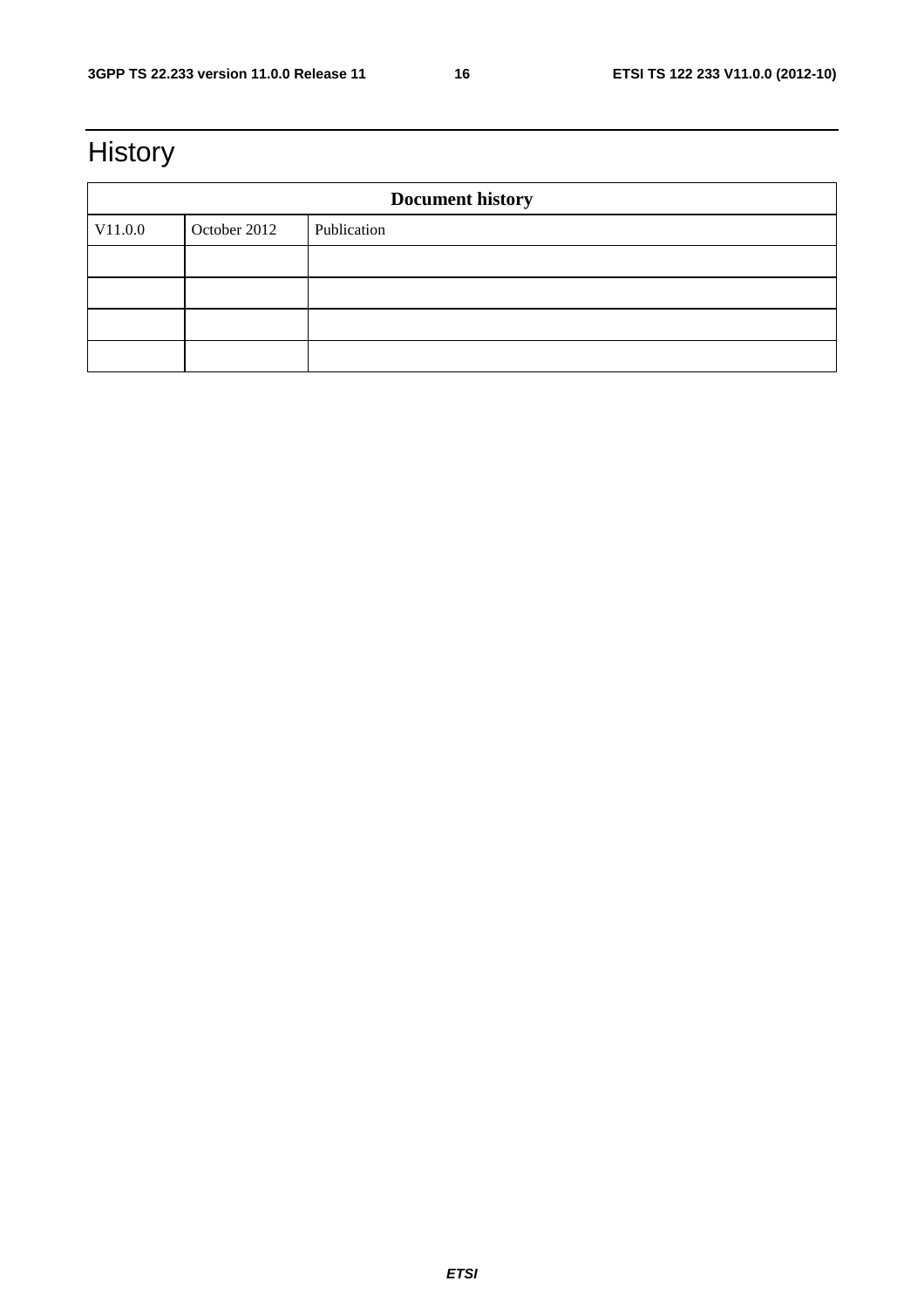# History

| Document history | | |
|---|---|---|
| V11.0.0 | October 2012 | Publication |
| | | |
| | | |
| | | |
| | | |